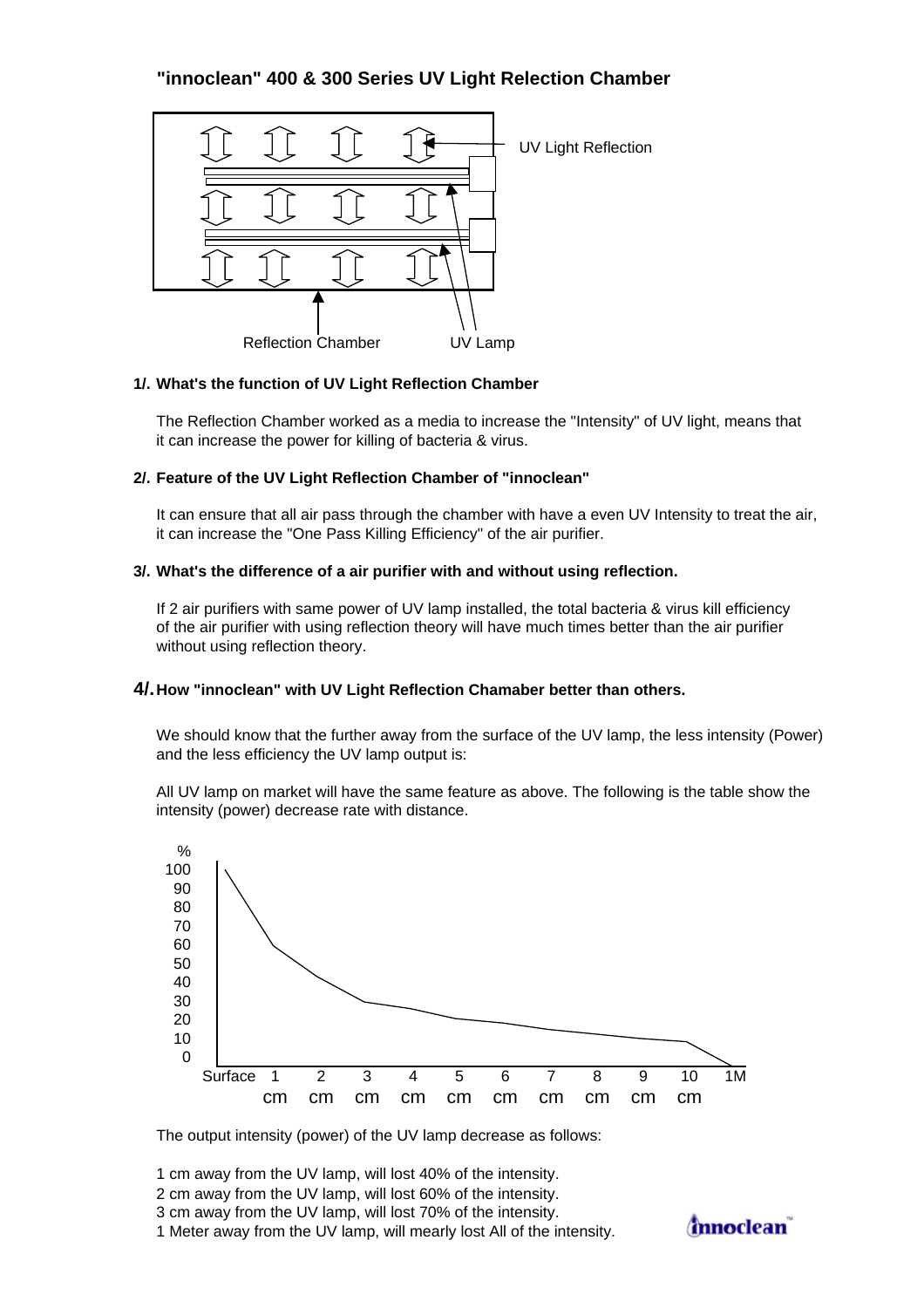## "innoclean" 400 & 300 Series UV Light Relection Chamber

UV Light Reflection

Reflection Chamber

UV Lamp

**1/. What's the function of UV Light Reflection Chamber**

The Reflection Chamber worked as a media to increase the "Intensity" of UV light, means that it can increase the power for killing of bacteria & virus.

**2/. Feature of the UV Light Reflection Chamber of "innoclean"**

It can ensure that all air pass through the chamber with have a even UV Intensity to treat the air, it can increase the "One Pass Killing Efficiency" of the air purifier.

**3/. What's the difference of a air purifier with and without using reflection.**

If 2 air purifiers with same power of UV lamp installed, the total bacteria & virus kill efficiency of the air purifier with using reflection theory will have much times better than the air purifier without using reflection theory.

**4/. How "innoclean" with UV Light Reflection Chamaber better than others.**

We should know that the further away from the surface of the UV lamp, the less intensity (Power) and the less efficiency the UV lamp output is:

All UV lamp on market will have the same feature as above. The following is the table show the intensity (power) decrease rate with distance.

%

100
90
80
70
60
50
40
30
20
10
0

Surface 1 cm 2 cm 3 cm 4 cm 5 cm 6 cm 7 cm 8 cm 9 cm 10 cm 1M

The output intensity (power) of the UV lamp decrease as follows:

1 cm away from the UV lamp, will lost 40% of the intensity.
2 cm away from the UV lamp, will lost 60% of the intensity.
3 cm away from the UV lamp, will lost 70% of the intensity.
1 Meter away from the UV lamp, will mearly lost All of the intensity.

innoclean™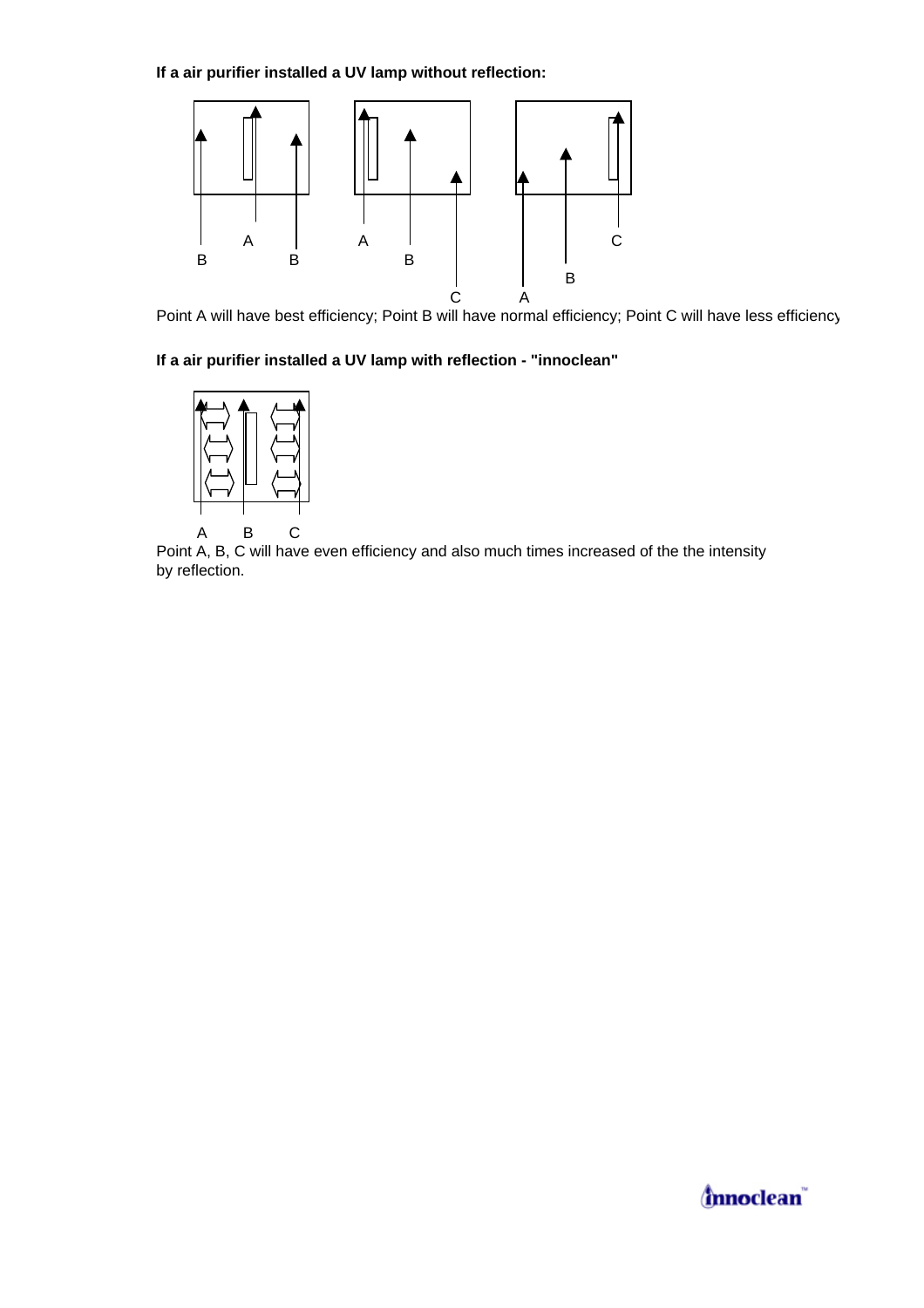**If a air purifier installed a UV lamp without reflection:**

A
B B

A
B
C

C
A
B

Point A will have best efficiency; Point B will have normal efficiency; Point C will have less efficiency

**If a air purifier installed a UV lamp with reflection - "innoclean"**

A B C

Point A, B, C will have even efficiency and also much times increased of the the intensity by reflection.